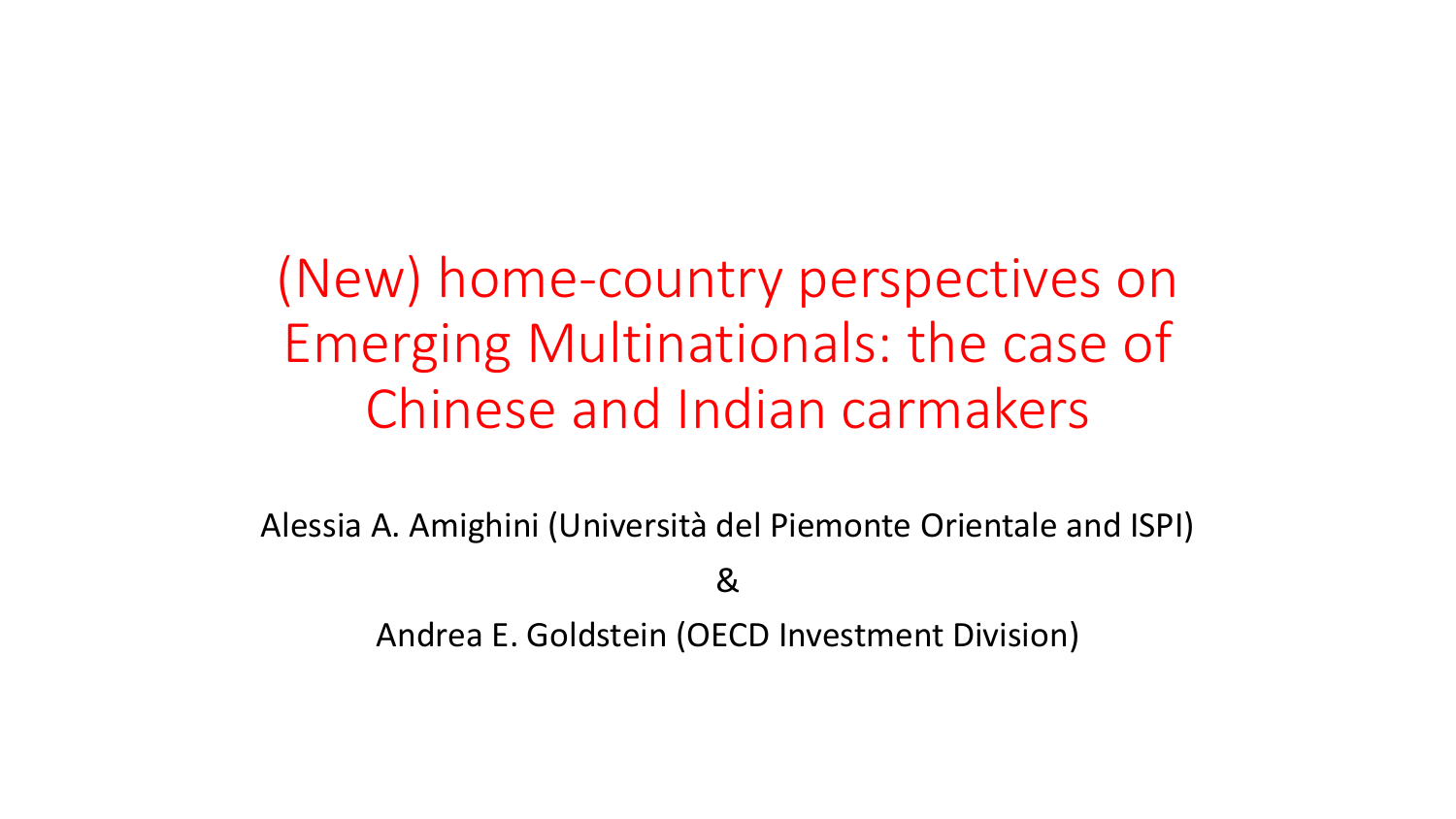# (New) home-country perspectives on Emerging Multinationals: the case of Chinese and Indian carmakers

Alessia A. Amighini (Università del Piemonte Orientale and ISPI)

&

Andrea E. Goldstein (OECD Investment Division)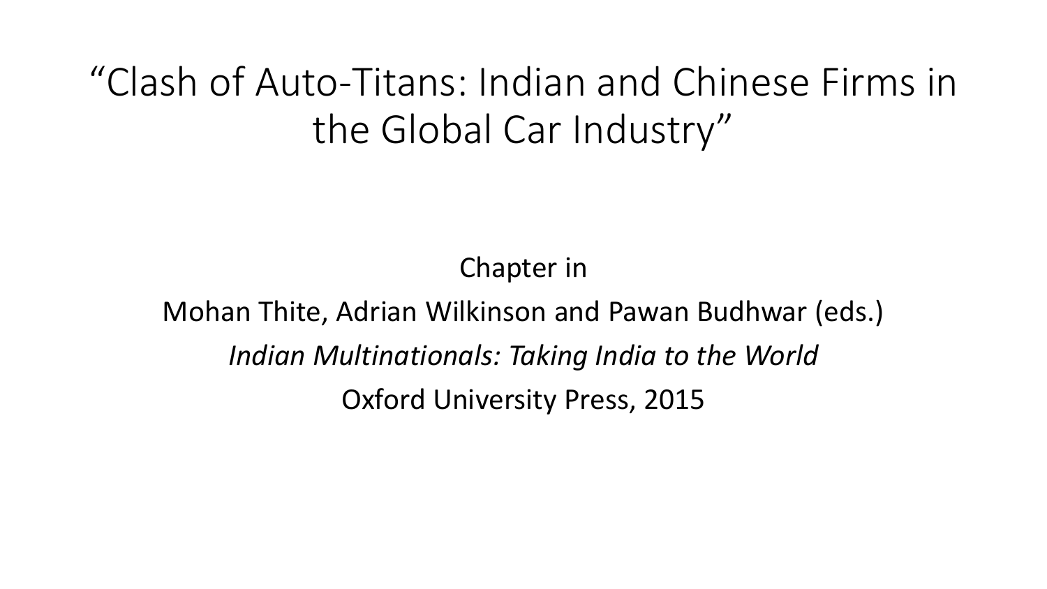# "Clash of Auto-Titans: Indian and Chinese Firms in the Global Car Industry"

Chapter in

Mohan Thite, Adrian Wilkinson and Pawan Budhwar (eds.)

*Indian Multinationals: Taking India to the World*

Oxford University Press, 2015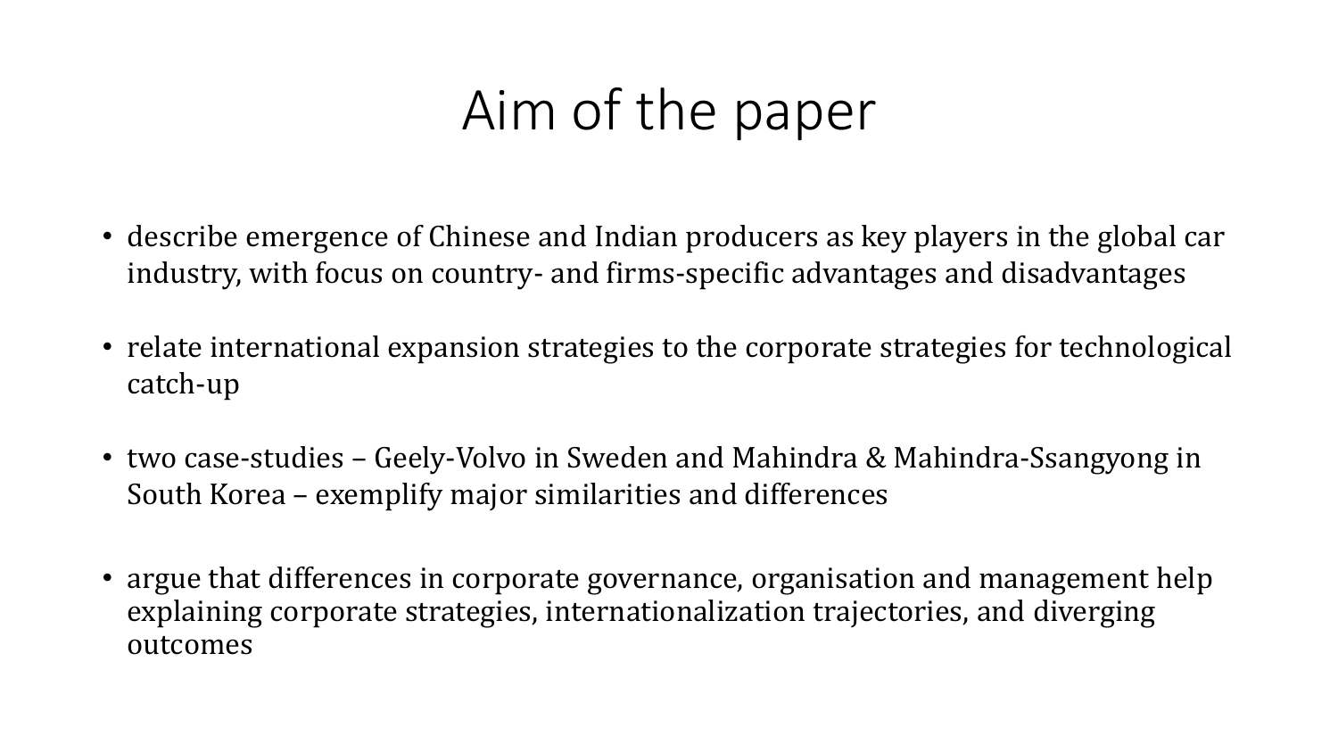# Aim of the paper

- describe emergence of Chinese and Indian producers as key players in the global car industry, with focus on country- and firms-specific advantages and disadvantages
- relate international expansion strategies to the corporate strategies for technological catch-up
- two case-studies – Geely-Volvo in Sweden and Mahindra & Mahindra-Ssangyong in South Korea – exemplify major similarities and differences
- argue that differences in corporate governance, organisation and management help explaining corporate strategies, internationalization trajectories, and diverging outcomes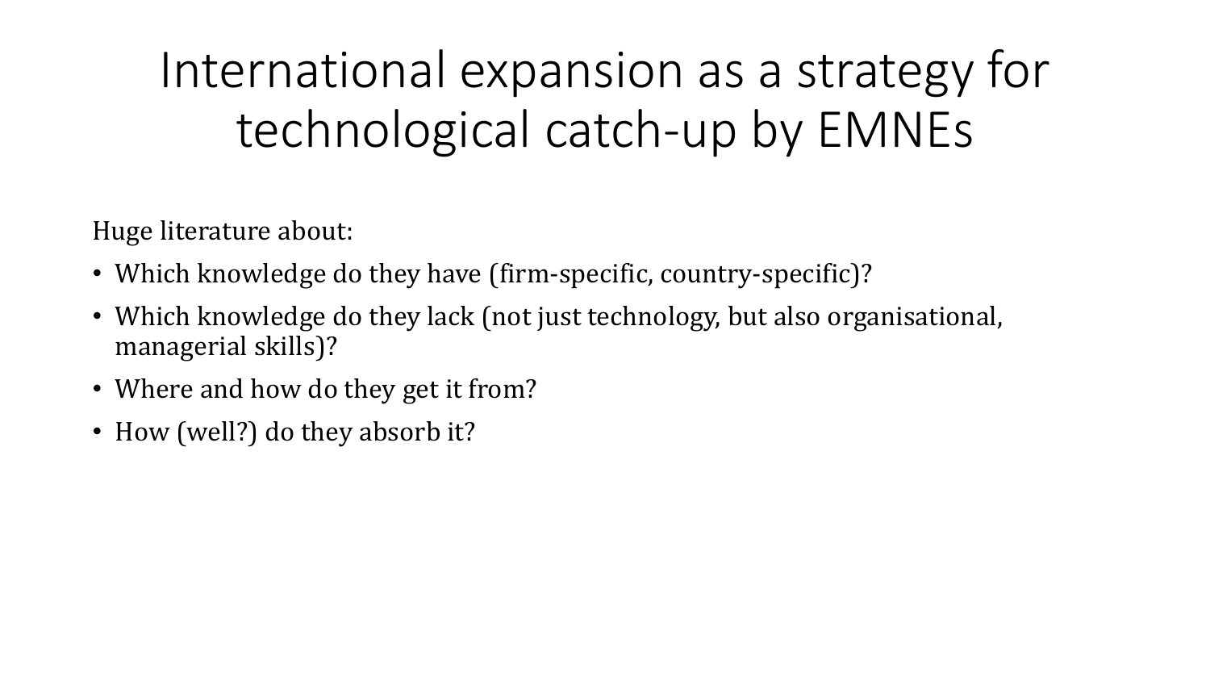# International expansion as a strategy for technological catch-up by EMNEs

Huge literature about:

- Which knowledge do they have (firm-specific, country-specific)?
- Which knowledge do they lack (not just technology, but also organisational, managerial skills)?
- Where and how do they get it from?
- How (well?) do they absorb it?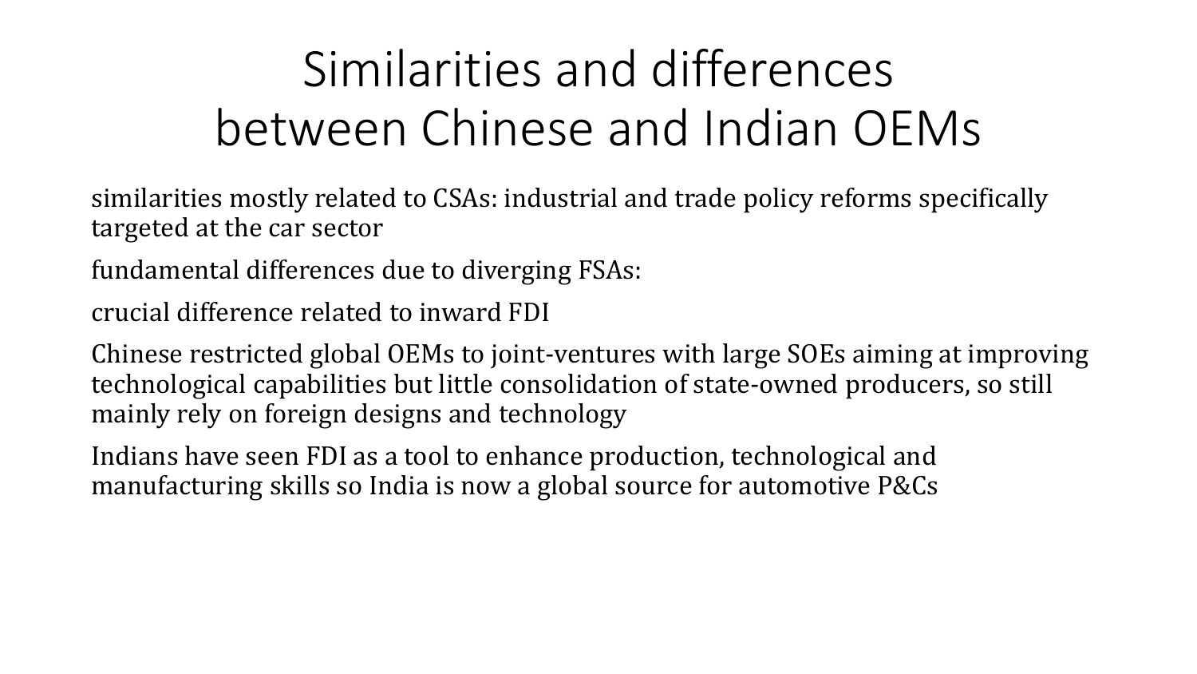# Similarities and differences between Chinese and Indian OEMs

similarities mostly related to CSAs: industrial and trade policy reforms specifically targeted at the car sector

fundamental differences due to diverging FSAs:

crucial difference related to inward FDI

Chinese restricted global OEMs to joint-ventures with large SOEs aiming at improving technological capabilities but little consolidation of state-owned producers, so still mainly rely on foreign designs and technology

Indians have seen FDI as a tool to enhance production, technological and manufacturing skills so India is now a global source for automotive P&Cs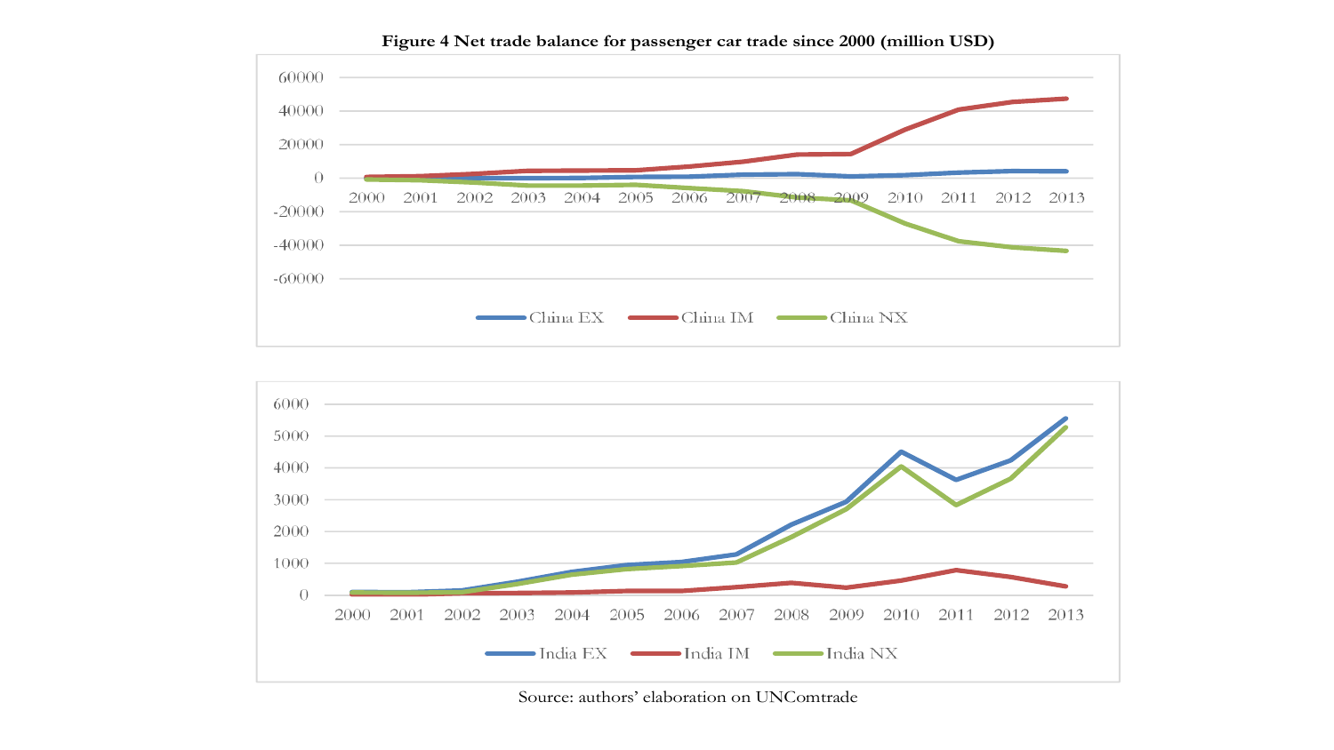**Figure 4 Net trade balance for passenger car trade since 2000 (million USD)**

Source: authors' elaboration on UNComtrade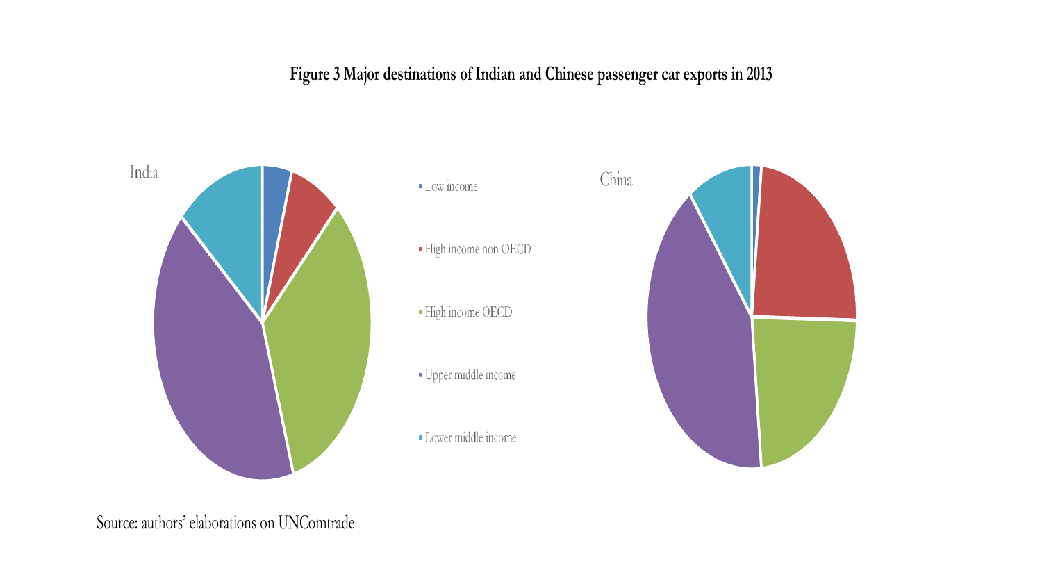**Figure 3 Major destinations of Indian and Chinese passenger car exports in 2013**

Source: authors' elaborations on UNComtrade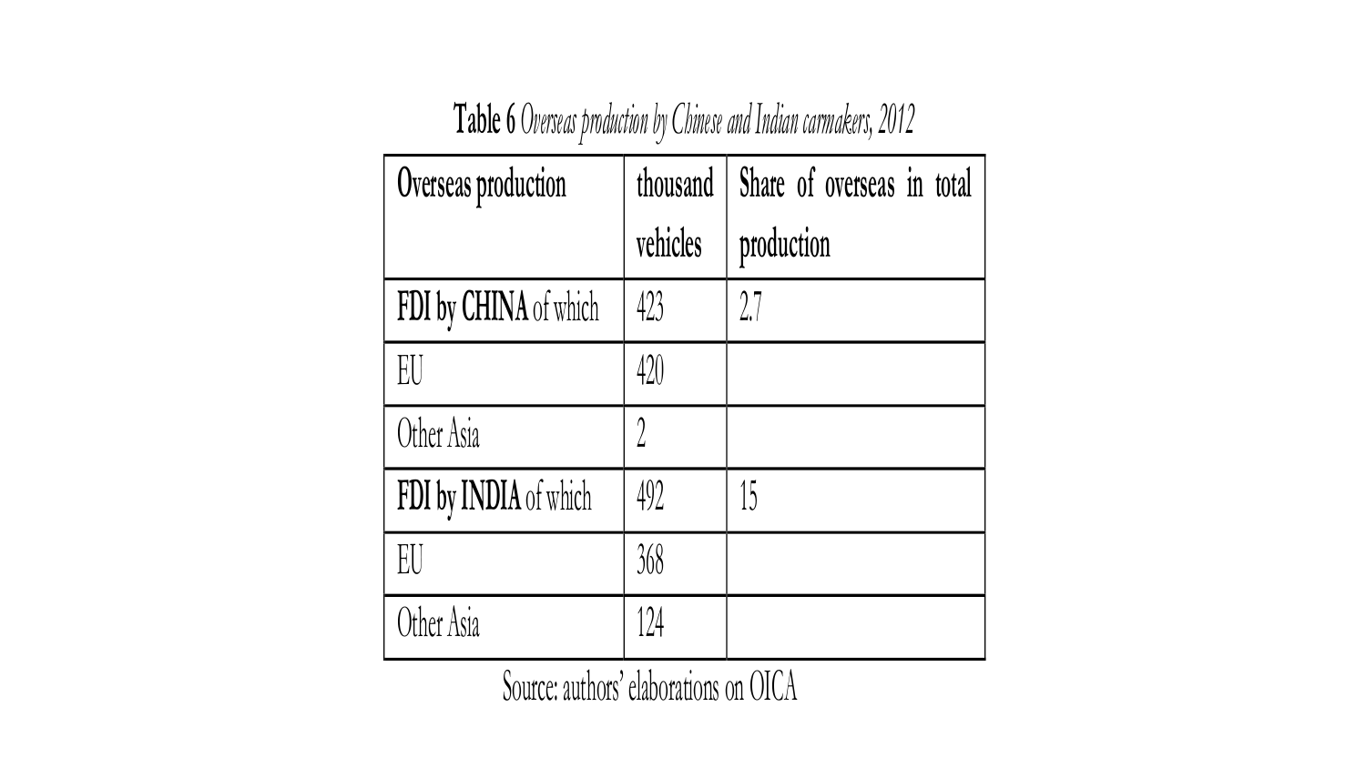**Table 6** *Overseas production by Chinese and Indian carmakers, 2012*

| Overseas production | thousand vehicles | Share of overseas in total production |
|---|---|---|
| **FDI by CHINA** of which | 423 | 2.7 |
| EU | 420 | |
| Other Asia | 2 | |
| **FDI by INDIA** of which | 492 | 15 |
| EU | 368 | |
| Other Asia | 124 | |

Source: authors' elaborations on OICA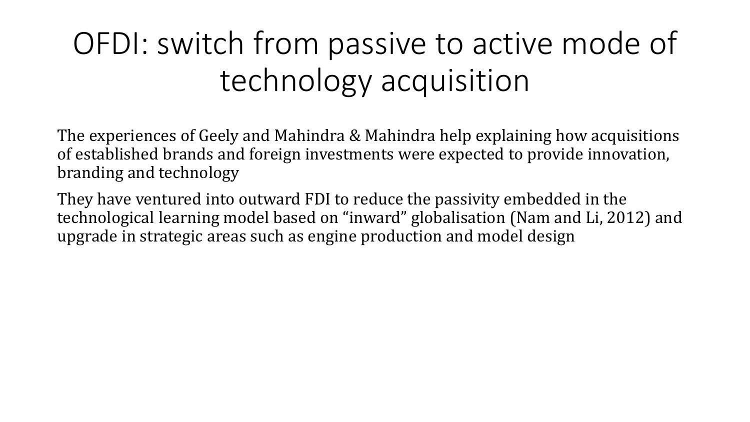# OFDI: switch from passive to active mode of technology acquisition

The experiences of Geely and Mahindra & Mahindra help explaining how acquisitions of established brands and foreign investments were expected to provide innovation, branding and technology

They have ventured into outward FDI to reduce the passivity embedded in the technological learning model based on "inward" globalisation (Nam and Li, 2012) and upgrade in strategic areas such as engine production and model design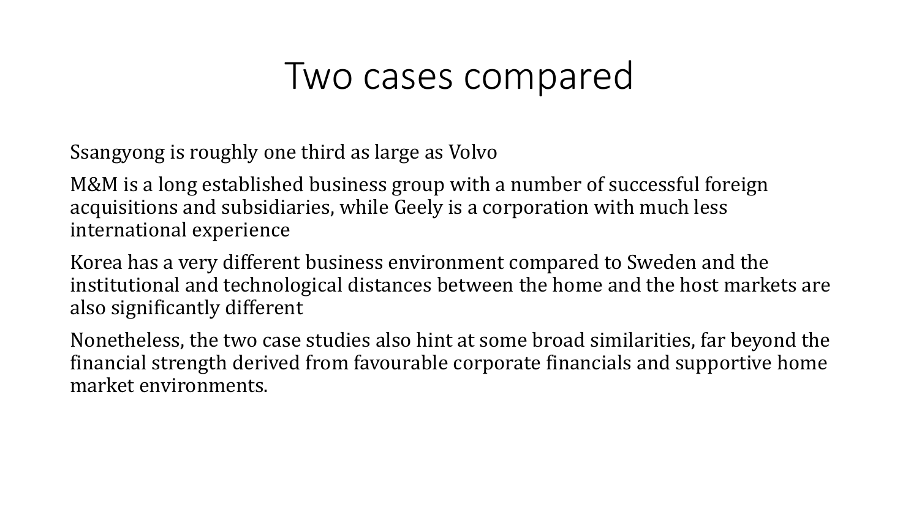# Two cases compared

Ssangyong is roughly one third as large as Volvo

M&M is a long established business group with a number of successful foreign acquisitions and subsidiaries, while Geely is a corporation with much less international experience

Korea has a very different business environment compared to Sweden and the institutional and technological distances between the home and the host markets are also significantly different

Nonetheless, the two case studies also hint at some broad similarities, far beyond the financial strength derived from favourable corporate financials and supportive home market environments.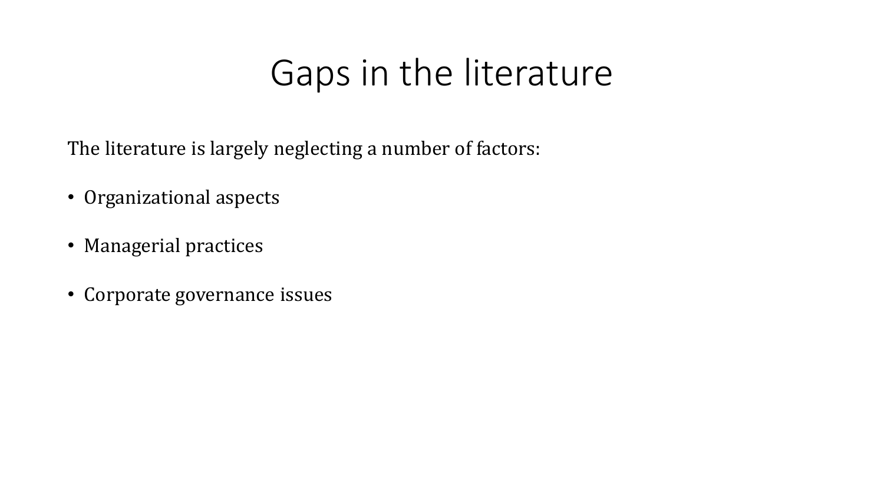# Gaps in the literature

The literature is largely neglecting a number of factors:

- Organizational aspects
- Managerial practices
- Corporate governance issues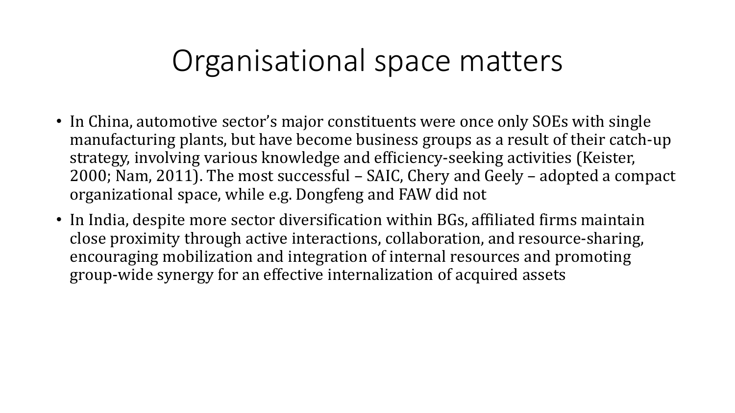# Organisational space matters

- In China, automotive sector's major constituents were once only SOEs with single manufacturing plants, but have become business groups as a result of their catch-up strategy, involving various knowledge and efficiency-seeking activities (Keister, 2000; Nam, 2011). The most successful – SAIC, Chery and Geely – adopted a compact organizational space, while e.g. Dongfeng and FAW did not
- In India, despite more sector diversification within BGs, affiliated firms maintain close proximity through active interactions, collaboration, and resource-sharing, encouraging mobilization and integration of internal resources and promoting group-wide synergy for an effective internalization of acquired assets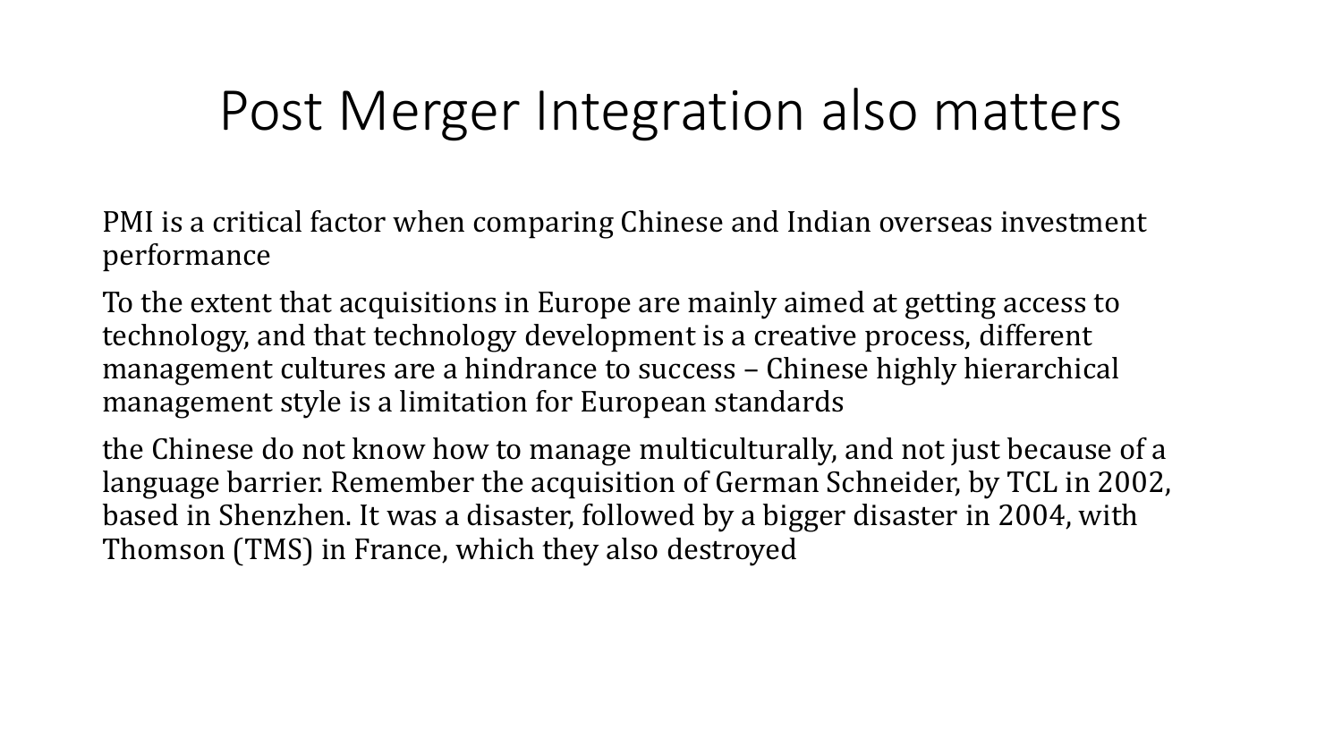# Post Merger Integration also matters

PMI is a critical factor when comparing Chinese and Indian overseas investment performance

To the extent that acquisitions in Europe are mainly aimed at getting access to technology, and that technology development is a creative process, different management cultures are a hindrance to success – Chinese highly hierarchical management style is a limitation for European standards

the Chinese do not know how to manage multiculturally, and not just because of a language barrier. Remember the acquisition of German Schneider, by TCL in 2002, based in Shenzhen. It was a disaster, followed by a bigger disaster in 2004, with Thomson (TMS) in France, which they also destroyed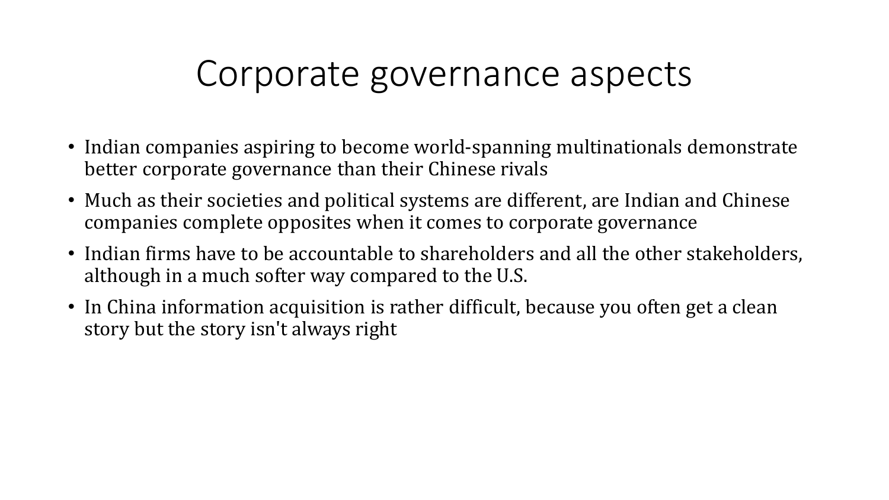# Corporate governance aspects

- Indian companies aspiring to become world-spanning multinationals demonstrate better corporate governance than their Chinese rivals
- Much as their societies and political systems are different, are Indian and Chinese companies complete opposites when it comes to corporate governance
- Indian firms have to be accountable to shareholders and all the other stakeholders, although in a much softer way compared to the U.S.
- In China information acquisition is rather difficult, because you often get a clean story but the story isn't always right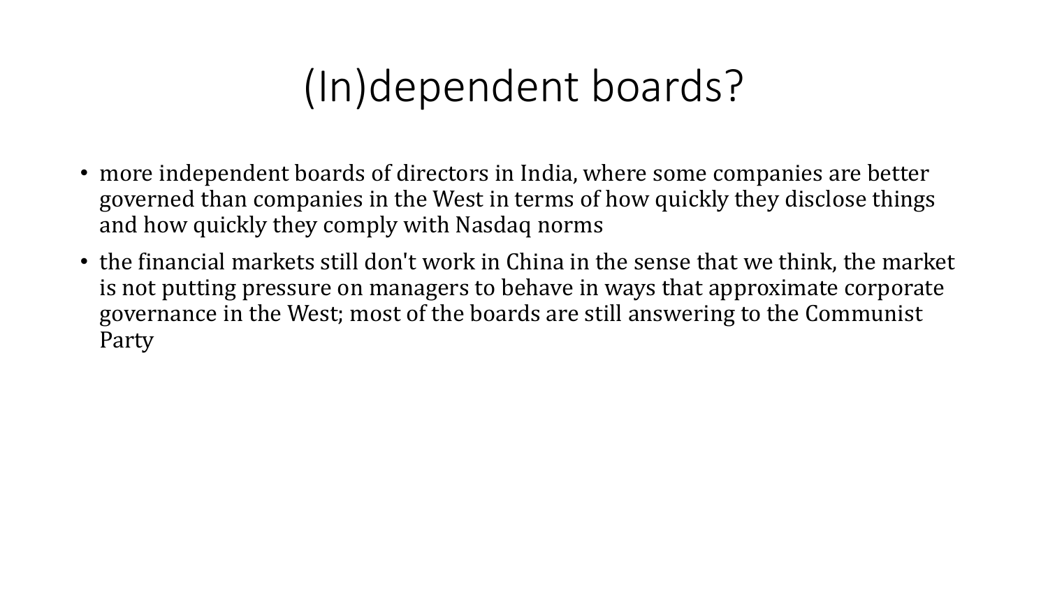# (In)dependent boards?

- more independent boards of directors in India, where some companies are better governed than companies in the West in terms of how quickly they disclose things and how quickly they comply with Nasdaq norms
- the financial markets still don't work in China in the sense that we think, the market is not putting pressure on managers to behave in ways that approximate corporate governance in the West; most of the boards are still answering to the Communist Party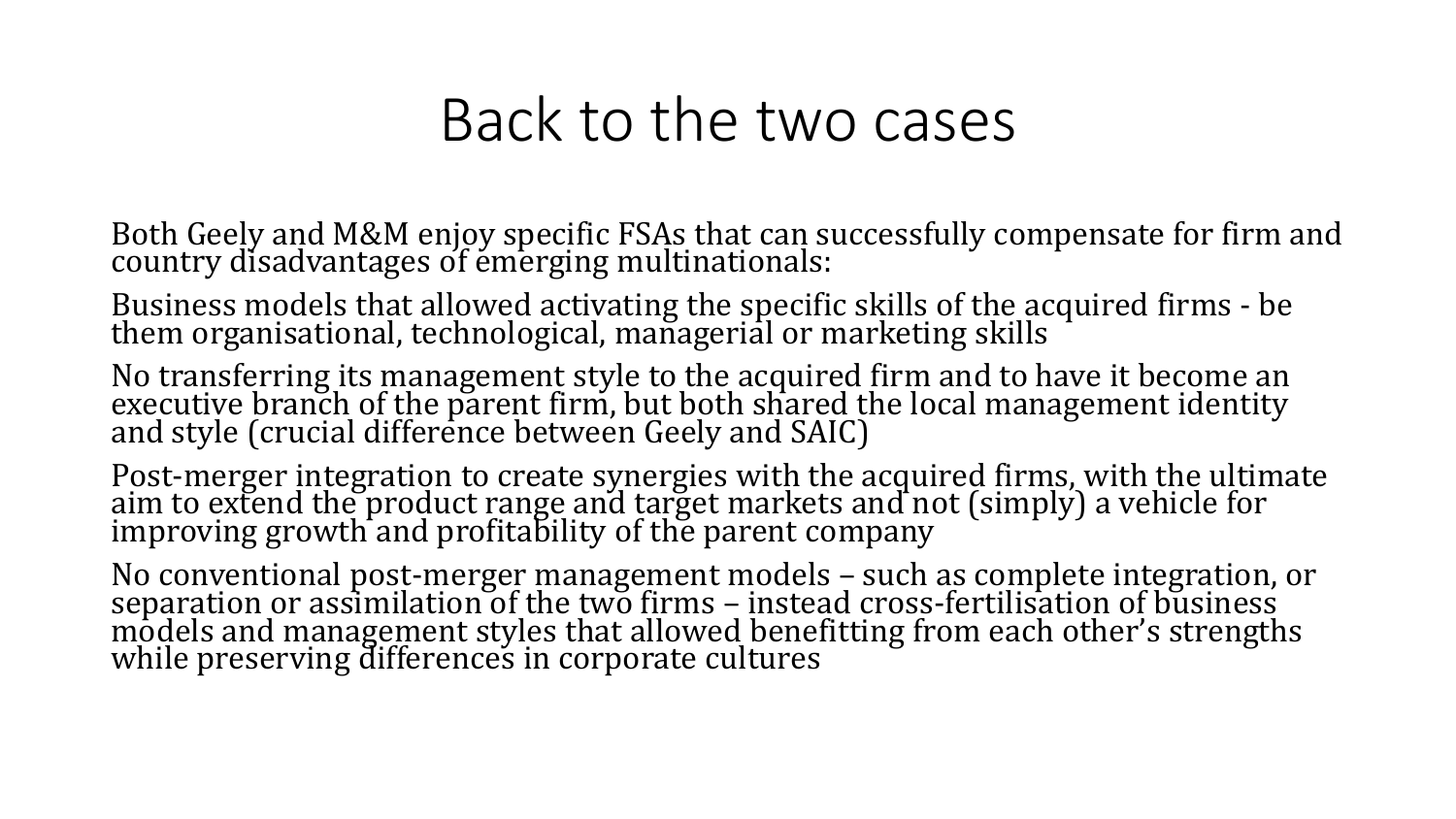# Back to the two cases

Both Geely and M&M enjoy specific FSAs that can successfully compensate for firm and country disadvantages of emerging multinationals:

Business models that allowed activating the specific skills of the acquired firms - be them organisational, technological, managerial or marketing skills

No transferring its management style to the acquired firm and to have it become an executive branch of the parent firm, but both shared the local management identity and style (crucial difference between Geely and SAIC)

Post-merger integration to create synergies with the acquired firms, with the ultimate aim to extend the product range and target markets and not (simply) a vehicle for improving growth and profitability of the parent company

No conventional post-merger management models – such as complete integration, or separation or assimilation of the two firms – instead cross-fertilisation of business models and management styles that allowed benefitting from each other's strengths while preserving differences in corporate cultures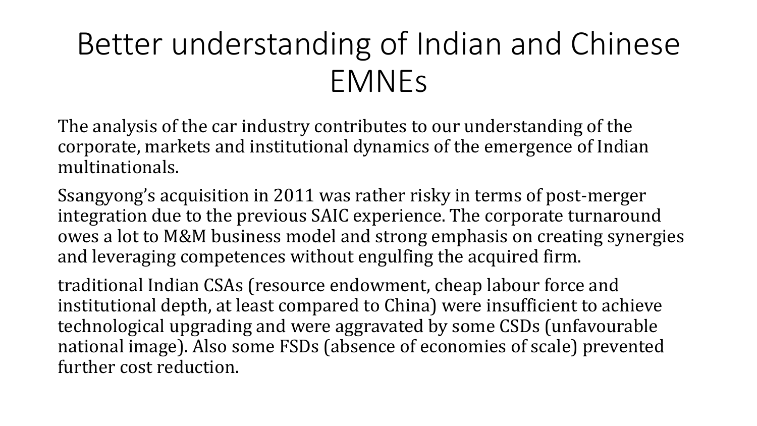# Better understanding of Indian and Chinese EMNEs

The analysis of the car industry contributes to our understanding of the corporate, markets and institutional dynamics of the emergence of Indian multinationals.

Ssangyong's acquisition in 2011 was rather risky in terms of post-merger integration due to the previous SAIC experience. The corporate turnaround owes a lot to M&M business model and strong emphasis on creating synergies and leveraging competences without engulfing the acquired firm.

traditional Indian CSAs (resource endowment, cheap labour force and institutional depth, at least compared to China) were insufficient to achieve technological upgrading and were aggravated by some CSDs (unfavourable national image). Also some FSDs (absence of economies of scale) prevented further cost reduction.